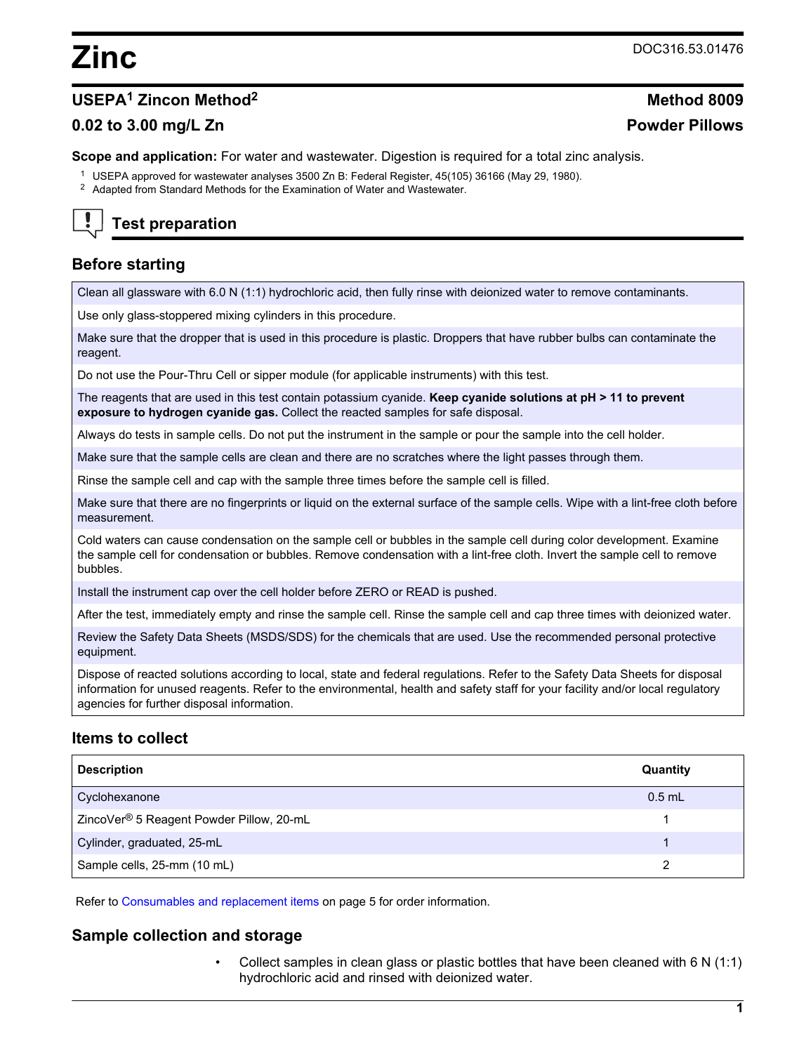# Zinc

DOC316.53.01476

## USEPA[1] Zincon Method[2] — Method 8009

## 0.02 to 3.00 mg/L Zn — Powder Pillows

**Scope and application:** For water and wastewater. Digestion is required for a total zinc analysis.

[1] USEPA approved for wastewater analyses 3500 Zn B: Federal Register, 45(105) 36166 (May 29, 1980).
[2] Adapted from Standard Methods for the Examination of Water and Wastewater.

## Test preparation

### Before starting

| |
|---|
| Clean all glassware with 6.0 N (1:1) hydrochloric acid, then fully rinse with deionized water to remove contaminants. |
| Use only glass-stoppered mixing cylinders in this procedure. |
| Make sure that the dropper that is used in this procedure is plastic. Droppers that have rubber bulbs can contaminate the reagent. |
| Do not use the Pour-Thru Cell or sipper module (for applicable instruments) with this test. |
| The reagents that are used in this test contain potassium cyanide. **Keep cyanide solutions at pH > 11 to prevent exposure to hydrogen cyanide gas.** Collect the reacted samples for safe disposal. |
| Always do tests in sample cells. Do not put the instrument in the sample or pour the sample into the cell holder. |
| Make sure that the sample cells are clean and there are no scratches where the light passes through them. |
| Rinse the sample cell and cap with the sample three times before the sample cell is filled. |
| Make sure that there are no fingerprints or liquid on the external surface of the sample cells. Wipe with a lint-free cloth before measurement. |
| Cold waters can cause condensation on the sample cell or bubbles in the sample cell during color development. Examine the sample cell for condensation or bubbles. Remove condensation with a lint-free cloth. Invert the sample cell to remove bubbles. |
| Install the instrument cap over the cell holder before ZERO or READ is pushed. |
| After the test, immediately empty and rinse the sample cell. Rinse the sample cell and cap three times with deionized water. |
| Review the Safety Data Sheets (MSDS/SDS) for the chemicals that are used. Use the recommended personal protective equipment. |
| Dispose of reacted solutions according to local, state and federal regulations. Refer to the Safety Data Sheets for disposal information for unused reagents. Refer to the environmental, health and safety staff for your facility and/or local regulatory agencies for further disposal information. |

### Items to collect

| Description | Quantity |
|---|---|
| Cyclohexanone | 0.5 mL |
| ZincoVer® 5 Reagent Powder Pillow, 20-mL | 1 |
| Cylinder, graduated, 25-mL | 1 |
| Sample cells, 25-mm (10 mL) | 2 |

Refer to Consumables and replacement items on page 5 for order information.

### Sample collection and storage

- Collect samples in clean glass or plastic bottles that have been cleaned with 6 N (1:1) hydrochloric acid and rinsed with deionized water.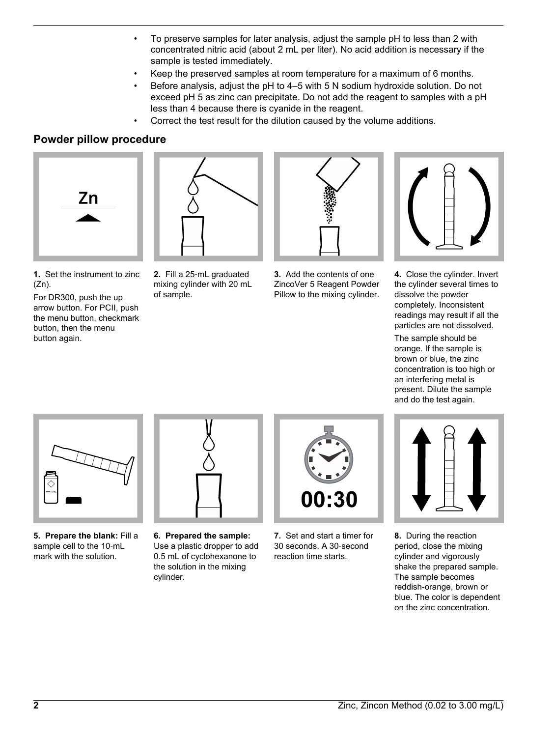- To preserve samples for later analysis, adjust the sample pH to less than 2 with concentrated nitric acid (about 2 mL per liter). No acid addition is necessary if the sample is tested immediately.
- Keep the preserved samples at room temperature for a maximum of 6 months.
- Before analysis, adjust the pH to 4–5 with 5 N sodium hydroxide solution. Do not exceed pH 5 as zinc can precipitate. Do not add the reagent to samples with a pH less than 4 because there is cyanide in the reagent.
- Correct the test result for the dilution caused by the volume additions.

## Powder pillow procedure

**1.** Set the instrument to zinc (Zn).

For DR300, push the up arrow button. For PCII, push the menu button, checkmark button, then the menu button again.

**2.** Fill a 25-mL graduated mixing cylinder with 20 mL of sample.

**3.** Add the contents of one ZincoVer 5 Reagent Powder Pillow to the mixing cylinder.

**4.** Close the cylinder. Invert the cylinder several times to dissolve the powder completely. Inconsistent readings may result if all the particles are not dissolved.

The sample should be orange. If the sample is brown or blue, the zinc concentration is too high or an interfering metal is present. Dilute the sample and do the test again.

**5. Prepare the blank:** Fill a sample cell to the 10-mL mark with the solution.

**6. Prepared the sample:** Use a plastic dropper to add 0.5 mL of cyclohexanone to the solution in the mixing cylinder.

**7.** Set and start a timer for 30 seconds. A 30-second reaction time starts.

**8.** During the reaction period, close the mixing cylinder and vigorously shake the prepared sample. The sample becomes reddish-orange, brown or blue. The color is dependent on the zinc concentration.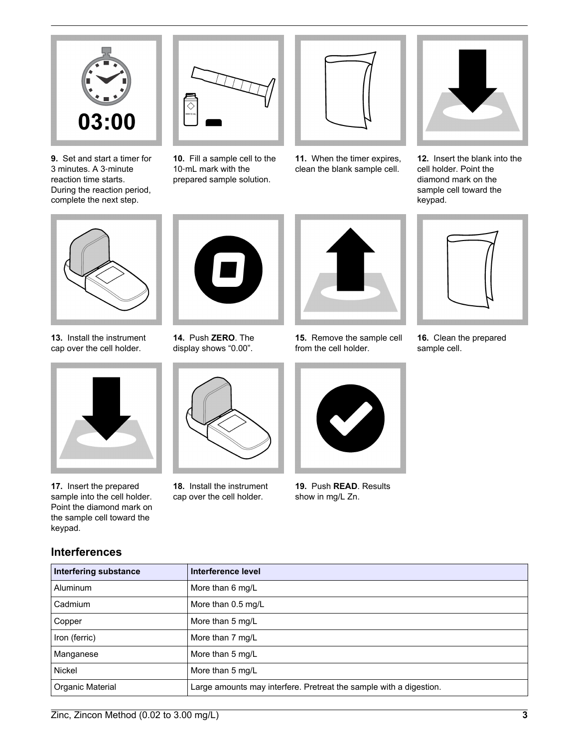**9.** Set and start a timer for 3 minutes. A 3-minute reaction time starts. During the reaction period, complete the next step.

**10.** Fill a sample cell to the 10-mL mark with the prepared sample solution.

**11.** When the timer expires, clean the blank sample cell.

**12.** Insert the blank into the cell holder. Point the diamond mark on the sample cell toward the keypad.

**13.** Install the instrument cap over the cell holder.

**14.** Push **ZERO**. The display shows "0.00".

**15.** Remove the sample cell from the cell holder.

**16.** Clean the prepared sample cell.

**17.** Insert the prepared sample into the cell holder. Point the diamond mark on the sample cell toward the keypad.

**18.** Install the instrument cap over the cell holder.

**19.** Push **READ**. Results show in mg/L Zn.

## Interferences

| Interfering substance | Interference level |
|---|---|
| Aluminum | More than 6 mg/L |
| Cadmium | More than 0.5 mg/L |
| Copper | More than 5 mg/L |
| Iron (ferric) | More than 7 mg/L |
| Manganese | More than 5 mg/L |
| Nickel | More than 5 mg/L |
| Organic Material | Large amounts may interfere. Pretreat the sample with a digestion. |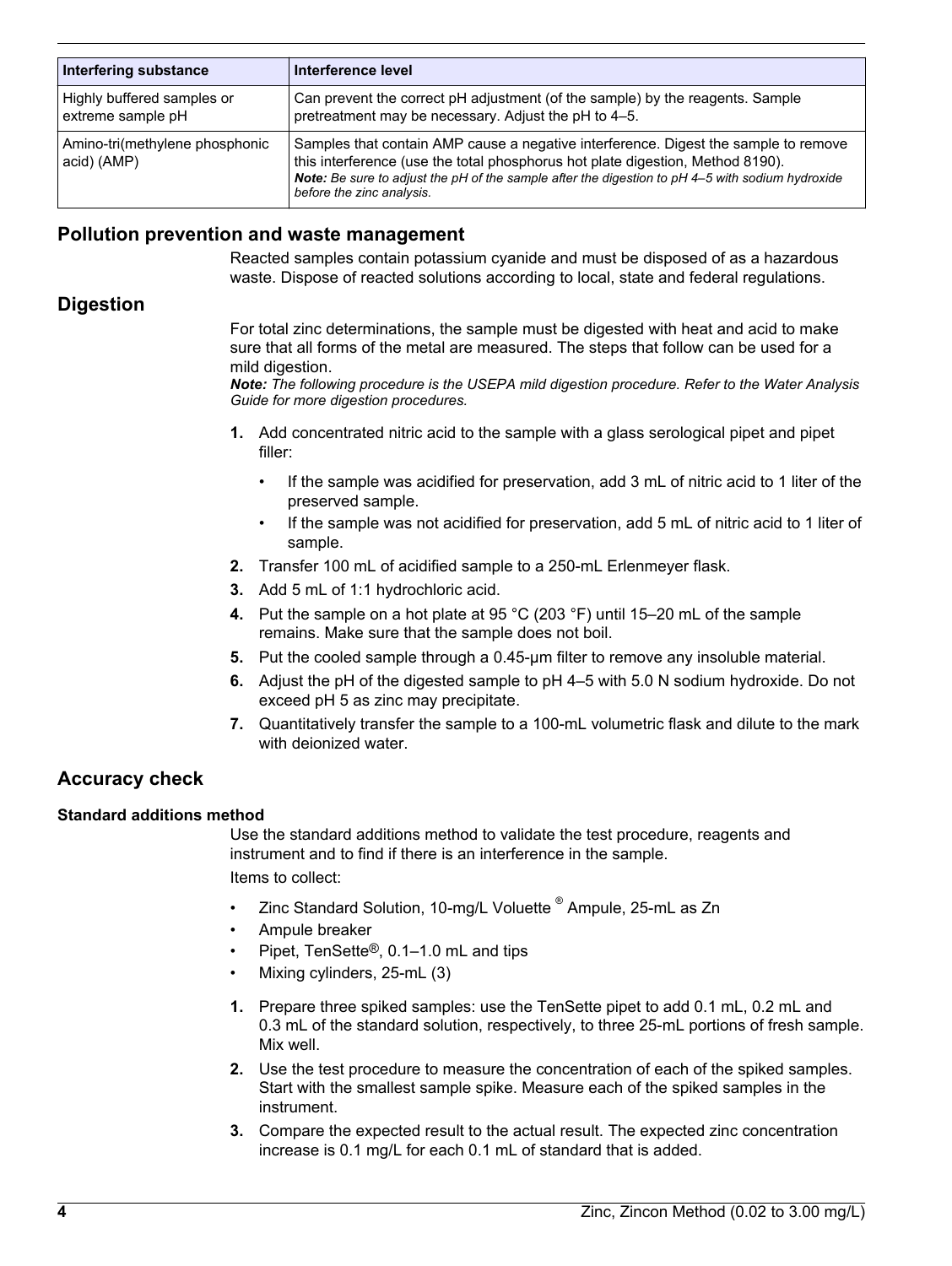| Interfering substance | Interference level |
| --- | --- |
| Highly buffered samples or extreme sample pH | Can prevent the correct pH adjustment (of the sample) by the reagents. Sample pretreatment may be necessary. Adjust the pH to 4–5. |
| Amino-tri(methylene phosphonic acid) (AMP) | Samples that contain AMP cause a negative interference. Digest the sample to remove this interference (use the total phosphorus hot plate digestion, Method 8190). ***Note:*** *Be sure to adjust the pH of the sample after the digestion to pH 4–5 with sodium hydroxide before the zinc analysis.* |

## Pollution prevention and waste management

Reacted samples contain potassium cyanide and must be disposed of as a hazardous waste. Dispose of reacted solutions according to local, state and federal regulations.

## Digestion

For total zinc determinations, the sample must be digested with heat and acid to make sure that all forms of the metal are measured. The steps that follow can be used for a mild digestion.

***Note:*** *The following procedure is the USEPA mild digestion procedure. Refer to the Water Analysis Guide for more digestion procedures.*

1. Add concentrated nitric acid to the sample with a glass serological pipet and pipet filler:
   - If the sample was acidified for preservation, add 3 mL of nitric acid to 1 liter of the preserved sample.
   - If the sample was not acidified for preservation, add 5 mL of nitric acid to 1 liter of sample.
2. Transfer 100 mL of acidified sample to a 250-mL Erlenmeyer flask.
3. Add 5 mL of 1:1 hydrochloric acid.
4. Put the sample on a hot plate at 95 °C (203 °F) until 15–20 mL of the sample remains. Make sure that the sample does not boil.
5. Put the cooled sample through a 0.45-µm filter to remove any insoluble material.
6. Adjust the pH of the digested sample to pH 4–5 with 5.0 N sodium hydroxide. Do not exceed pH 5 as zinc may precipitate.
7. Quantitatively transfer the sample to a 100-mL volumetric flask and dilute to the mark with deionized water.

## Accuracy check

### Standard additions method

Use the standard additions method to validate the test procedure, reagents and instrument and to find if there is an interference in the sample.

Items to collect:

- Zinc Standard Solution, 10-mg/L Voluette® Ampule, 25-mL as Zn
- Ampule breaker
- Pipet, TenSette®, 0.1–1.0 mL and tips
- Mixing cylinders, 25-mL (3)

1. Prepare three spiked samples: use the TenSette pipet to add 0.1 mL, 0.2 mL and 0.3 mL of the standard solution, respectively, to three 25-mL portions of fresh sample. Mix well.
2. Use the test procedure to measure the concentration of each of the spiked samples. Start with the smallest sample spike. Measure each of the spiked samples in the instrument.
3. Compare the expected result to the actual result. The expected zinc concentration increase is 0.1 mg/L for each 0.1 mL of standard that is added.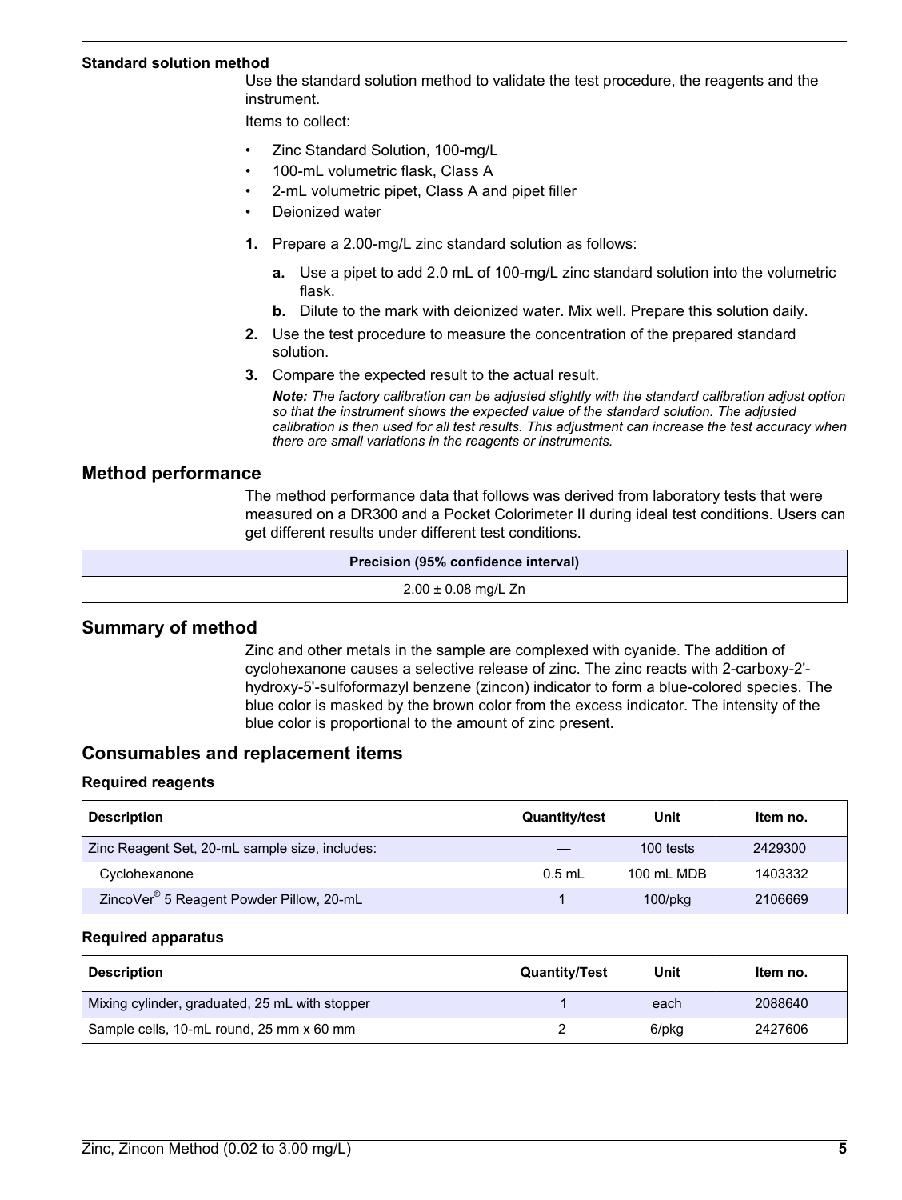### Standard solution method

Use the standard solution method to validate the test procedure, the reagents and the instrument.

Items to collect:

- Zinc Standard Solution, 100-mg/L
- 100-mL volumetric flask, Class A
- 2-mL volumetric pipet, Class A and pipet filler
- Deionized water

1. Prepare a 2.00-mg/L zinc standard solution as follows:
   a. Use a pipet to add 2.0 mL of 100-mg/L zinc standard solution into the volumetric flask.
   b. Dilute to the mark with deionized water. Mix well. Prepare this solution daily.
2. Use the test procedure to measure the concentration of the prepared standard solution.
3. Compare the expected result to the actual result.

   ***Note:*** *The factory calibration can be adjusted slightly with the standard calibration adjust option so that the instrument shows the expected value of the standard solution. The adjusted calibration is then used for all test results. This adjustment can increase the test accuracy when there are small variations in the reagents or instruments.*

## Method performance

The method performance data that follows was derived from laboratory tests that were measured on a DR300 and a Pocket Colorimeter II during ideal test conditions. Users can get different results under different test conditions.

| Precision (95% confidence interval) |
|---|
| 2.00 ± 0.08 mg/L Zn |

## Summary of method

Zinc and other metals in the sample are complexed with cyanide. The addition of cyclohexanone causes a selective release of zinc. The zinc reacts with 2-carboxy-2'-hydroxy-5'-sulfoformazyl benzene (zincon) indicator to form a blue-colored species. The blue color is masked by the brown color from the excess indicator. The intensity of the blue color is proportional to the amount of zinc present.

## Consumables and replacement items

### Required reagents

| Description | Quantity/test | Unit | Item no. |
|---|---|---|---|
| Zinc Reagent Set, 20-mL sample size, includes: | — | 100 tests | 2429300 |
| Cyclohexanone | 0.5 mL | 100 mL MDB | 1403332 |
| ZincoVer® 5 Reagent Powder Pillow, 20-mL | 1 | 100/pkg | 2106669 |

### Required apparatus

| Description | Quantity/Test | Unit | Item no. |
|---|---|---|---|
| Mixing cylinder, graduated, 25 mL with stopper | 1 | each | 2088640 |
| Sample cells, 10-mL round, 25 mm x 60 mm | 2 | 6/pkg | 2427606 |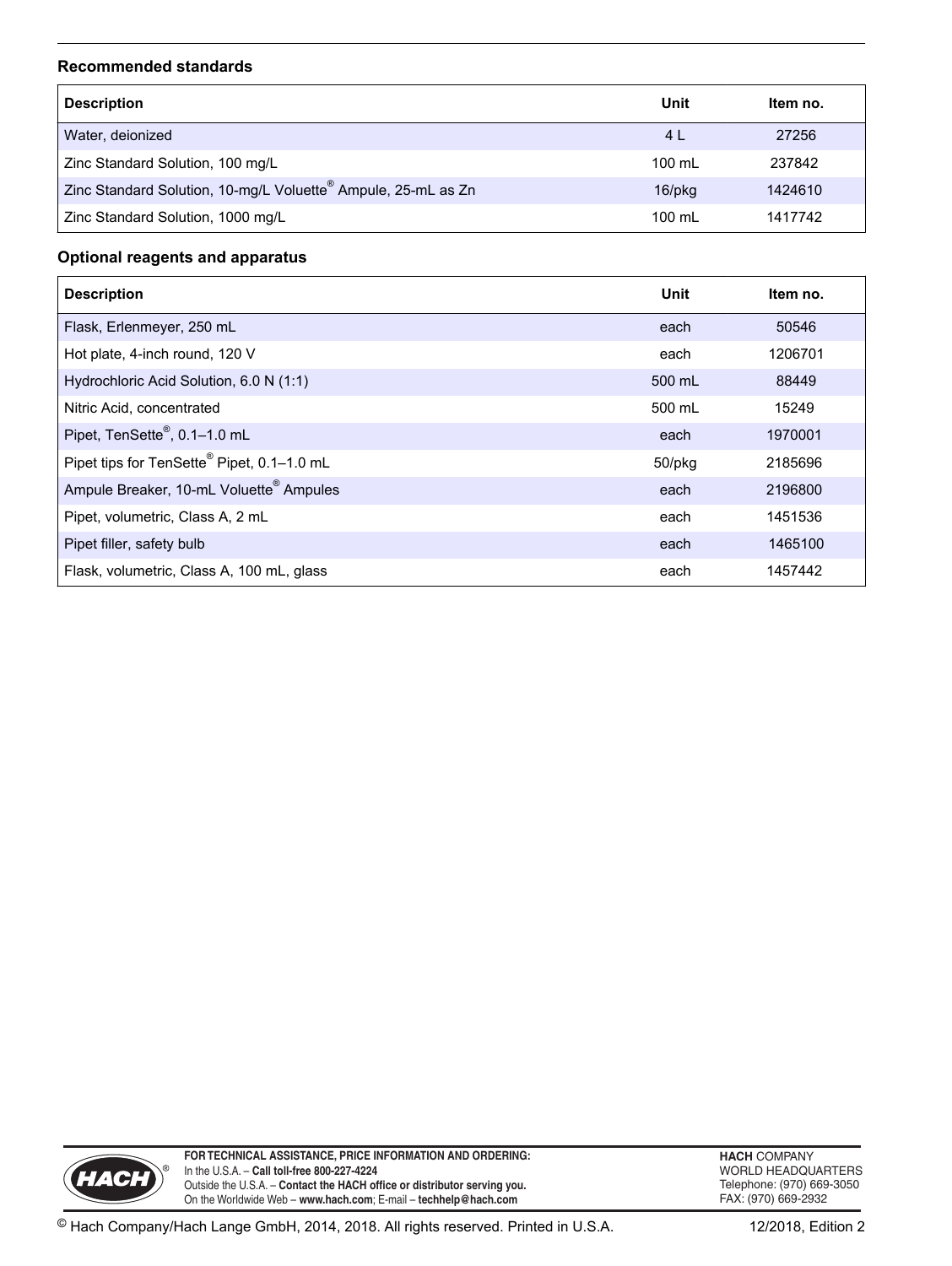### Recommended standards

| Description | Unit | Item no. |
| --- | --- | --- |
| Water, deionized | 4 L | 27256 |
| Zinc Standard Solution, 100 mg/L | 100 mL | 237842 |
| Zinc Standard Solution, 10-mg/L Voluette® Ampule, 25-mL as Zn | 16/pkg | 1424610 |
| Zinc Standard Solution, 1000 mg/L | 100 mL | 1417742 |

### Optional reagents and apparatus

| Description | Unit | Item no. |
| --- | --- | --- |
| Flask, Erlenmeyer, 250 mL | each | 50546 |
| Hot plate, 4-inch round, 120 V | each | 1206701 |
| Hydrochloric Acid Solution, 6.0 N (1:1) | 500 mL | 88449 |
| Nitric Acid, concentrated | 500 mL | 15249 |
| Pipet, TenSette®, 0.1–1.0 mL | each | 1970001 |
| Pipet tips for TenSette® Pipet, 0.1–1.0 mL | 50/pkg | 2185696 |
| Ampule Breaker, 10-mL Voluette® Ampules | each | 2196800 |
| Pipet, volumetric, Class A, 2 mL | each | 1451536 |
| Pipet filler, safety bulb | each | 1465100 |
| Flask, volumetric, Class A, 100 mL, glass | each | 1457442 |

**FOR TECHNICAL ASSISTANCE, PRICE INFORMATION AND ORDERING:**
In the U.S.A. – **Call toll-free 800-227-4224**
Outside the U.S.A. – **Contact the HACH office or distributor serving you.**
On the Worldwide Web – **www.hach.com**; E-mail – **techhelp@hach.com**

**HACH** COMPANY
WORLD HEADQUARTERS
Telephone: (970) 669-3050
FAX: (970) 669-2932

© Hach Company/Hach Lange GmbH, 2014, 2018. All rights reserved. Printed in U.S.A.

12/2018, Edition 2